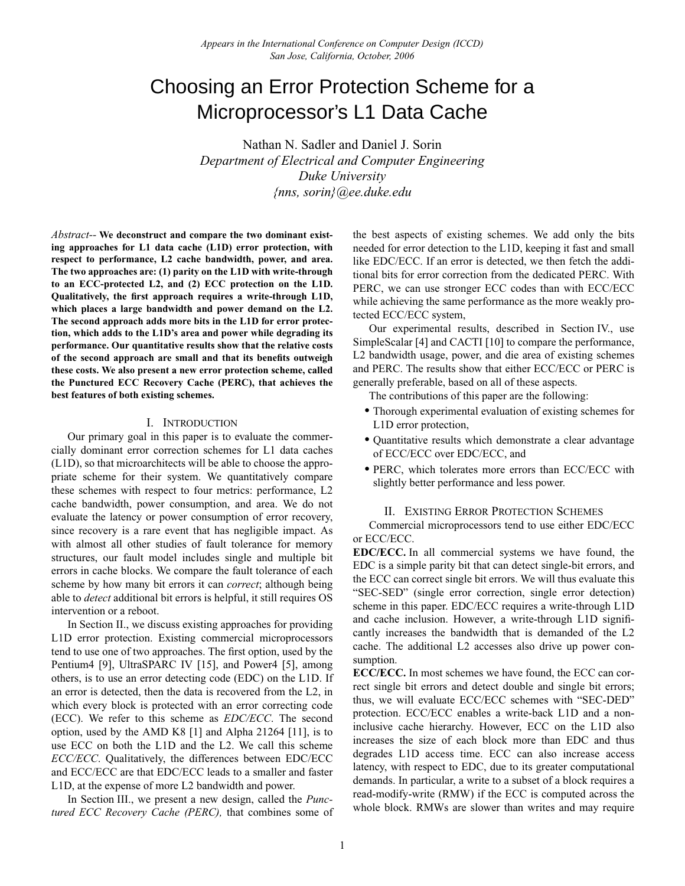*Appears in the International Conference on Computer Design (ICCD)*
*San Jose, California, October, 2006*

# Choosing an Error Protection Scheme for a Microprocessor's L1 Data Cache

Nathan N. Sadler and Daniel J. Sorin
*Department of Electrical and Computer Engineering*
*Duke University*
*{nns, sorin}@ee.duke.edu*

*Abstract*-- **We deconstruct and compare the two dominant existing approaches for L1 data cache (L1D) error protection, with respect to performance, L2 cache bandwidth, power, and area. The two approaches are: (1) parity on the L1D with write-through to an ECC-protected L2, and (2) ECC protection on the L1D. Qualitatively, the first approach requires a write-through L1D, which places a large bandwidth and power demand on the L2. The second approach adds more bits in the L1D for error protection, which adds to the L1D's area and power while degrading its performance. Our quantitative results show that the relative costs of the second approach are small and that its benefits outweigh these costs. We also present a new error protection scheme, called the Punctured ECC Recovery Cache (PERC), that achieves the best features of both existing schemes.**

## I. Introduction

Our primary goal in this paper is to evaluate the commercially dominant error correction schemes for L1 data caches (L1D), so that microarchitects will be able to choose the appropriate scheme for their system. We quantitatively compare these schemes with respect to four metrics: performance, L2 cache bandwidth, power consumption, and area. We do not evaluate the latency or power consumption of error recovery, since recovery is a rare event that has negligible impact. As with almost all other studies of fault tolerance for memory structures, our fault model includes single and multiple bit errors in cache blocks. We compare the fault tolerance of each scheme by how many bit errors it can *correct*; although being able to *detect* additional bit errors is helpful, it still requires OS intervention or a reboot.

In Section II., we discuss existing approaches for providing L1D error protection. Existing commercial microprocessors tend to use one of two approaches. The first option, used by the Pentium4 [9], UltraSPARC IV [15], and Power4 [5], among others, is to use an error detecting code (EDC) on the L1D. If an error is detected, then the data is recovered from the L2, in which every block is protected with an error correcting code (ECC). We refer to this scheme as *EDC/ECC*. The second option, used by the AMD K8 [1] and Alpha 21264 [11], is to use ECC on both the L1D and the L2. We call this scheme *ECC/ECC*. Qualitatively, the differences between EDC/ECC and ECC/ECC are that EDC/ECC leads to a smaller and faster L1D, at the expense of more L2 bandwidth and power.

In Section III., we present a new design, called the *Punctured ECC Recovery Cache (PERC),* that combines some of the best aspects of existing schemes. We add only the bits needed for error detection to the L1D, keeping it fast and small like EDC/ECC. If an error is detected, we then fetch the additional bits for error correction from the dedicated PERC. With PERC, we can use stronger ECC codes than with ECC/ECC while achieving the same performance as the more weakly protected ECC/ECC system,

Our experimental results, described in Section IV., use SimpleScalar [4] and CACTI [10] to compare the performance, L2 bandwidth usage, power, and die area of existing schemes and PERC. The results show that either ECC/ECC or PERC is generally preferable, based on all of these aspects.

The contributions of this paper are the following:

- Thorough experimental evaluation of existing schemes for L1D error protection,
- Quantitative results which demonstrate a clear advantage of ECC/ECC over EDC/ECC, and
- PERC, which tolerates more errors than ECC/ECC with slightly better performance and less power.

## II. Existing Error Protection Schemes

Commercial microprocessors tend to use either EDC/ECC or ECC/ECC.

**EDC/ECC.** In all commercial systems we have found, the EDC is a simple parity bit that can detect single-bit errors, and the ECC can correct single bit errors. We will thus evaluate this "SEC-SED" (single error correction, single error detection) scheme in this paper. EDC/ECC requires a write-through L1D and cache inclusion. However, a write-through L1D significantly increases the bandwidth that is demanded of the L2 cache. The additional L2 accesses also drive up power consumption.

**ECC/ECC.** In most schemes we have found, the ECC can correct single bit errors and detect double and single bit errors; thus, we will evaluate ECC/ECC schemes with "SEC-DED" protection. ECC/ECC enables a write-back L1D and a non-inclusive cache hierarchy. However, ECC on the L1D also increases the size of each block more than EDC and thus degrades L1D access time. ECC can also increase access latency, with respect to EDC, due to its greater computational demands. In particular, a write to a subset of a block requires a read-modify-write (RMW) if the ECC is computed across the whole block. RMWs are slower than writes and may require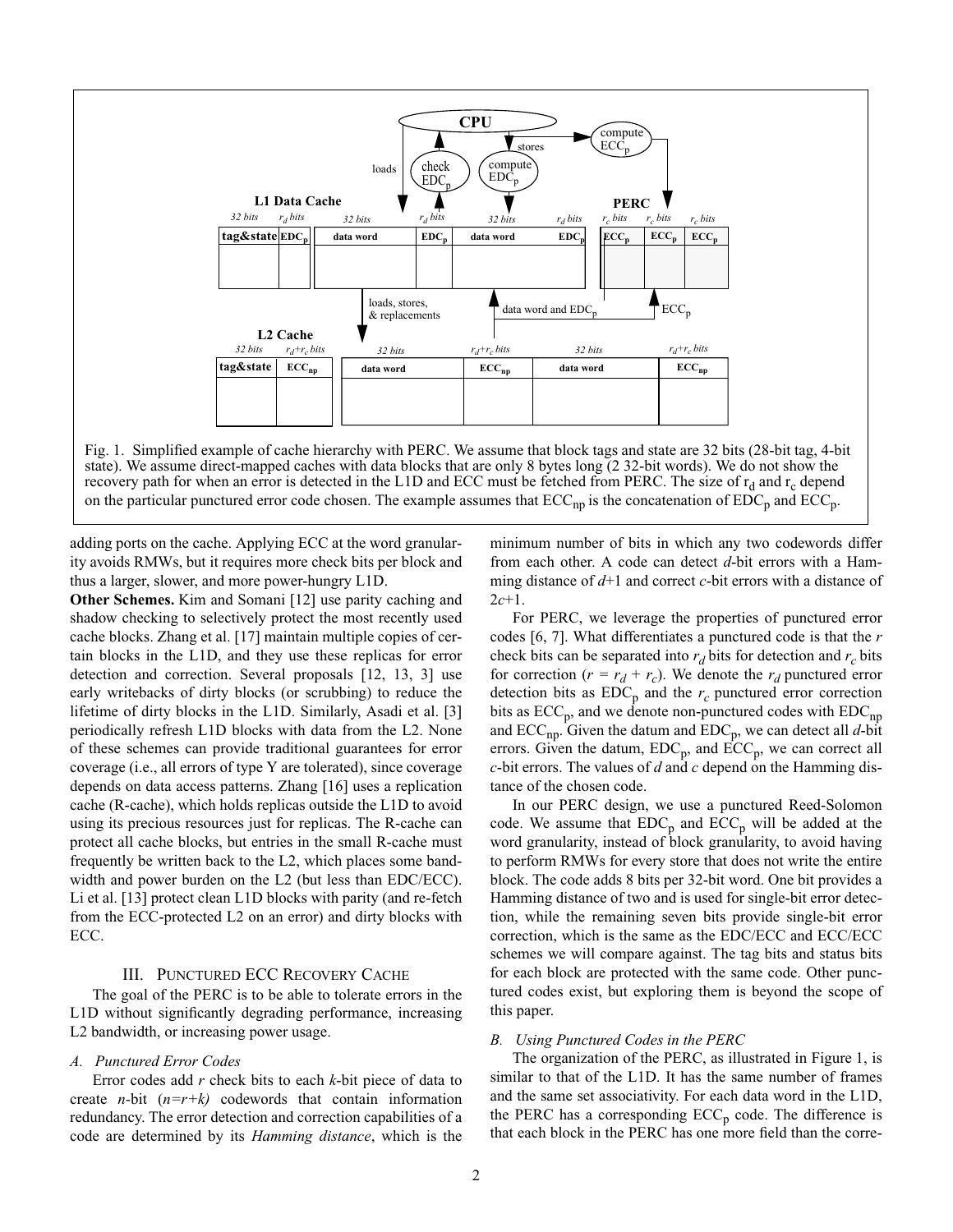Fig. 1. Simplified example of cache hierarchy with PERC. We assume that block tags and state are 32 bits (28-bit tag, 4-bit state). We assume direct-mapped caches with data blocks that are only 8 bytes long (2 32-bit words). We do not show the recovery path for when an error is detected in the L1D and ECC must be fetched from PERC. The size of $r_d$ and $r_c$ depend on the particular punctured error code chosen. The example assumes that $ECC_{np}$ is the concatenation of $EDC_p$ and $ECC_p$.

adding ports on the cache. Applying ECC at the word granularity avoids RMWs, but it requires more check bits per block and thus a larger, slower, and more power-hungry L1D.

**Other Schemes.** Kim and Somani [12] use parity caching and shadow checking to selectively protect the most recently used cache blocks. Zhang et al. [17] maintain multiple copies of certain blocks in the L1D, and they use these replicas for error detection and correction. Several proposals [12, 13, 3] use early writebacks of dirty blocks (or scrubbing) to reduce the lifetime of dirty blocks in the L1D. Similarly, Asadi et al. [3] periodically refresh L1D blocks with data from the L2. None of these schemes can provide traditional guarantees for error coverage (i.e., all errors of type Y are tolerated), since coverage depends on data access patterns. Zhang [16] uses a replication cache (R-cache), which holds replicas outside the L1D to avoid using its precious resources just for replicas. The R-cache can protect all cache blocks, but entries in the small R-cache must frequently be written back to the L2, which places some bandwidth and power burden on the L2 (but less than EDC/ECC). Li et al. [13] protect clean L1D blocks with parity (and re-fetch from the ECC-protected L2 on an error) and dirty blocks with ECC.

## III. Punctured ECC Recovery Cache

The goal of the PERC is to be able to tolerate errors in the L1D without significantly degrading performance, increasing L2 bandwidth, or increasing power usage.

### A. Punctured Error Codes

Error codes add $r$ check bits to each $k$-bit piece of data to create $n$-bit ($n=r+k$) codewords that contain information redundancy. The error detection and correction capabilities of a code are determined by its *Hamming distance*, which is the minimum number of bits in which any two codewords differ from each other. A code can detect $d$-bit errors with a Hamming distance of $d$+1 and correct $c$-bit errors with a distance of $2c$+1.

For PERC, we leverage the properties of punctured error codes [6, 7]. What differentiates a punctured code is that the $r$ check bits can be separated into $r_d$ bits for detection and $r_c$ bits for correction ($r = r_d + r_c$). We denote the $r_d$ punctured error detection bits as $EDC_p$ and the $r_c$ punctured error correction bits as $ECC_p$, and we denote non-punctured codes with $EDC_{np}$ and $ECC_{np}$. Given the datum and $EDC_p$, we can detect all $d$-bit errors. Given the datum, $EDC_p$, and $ECC_p$, we can correct all $c$-bit errors. The values of $d$ and $c$ depend on the Hamming distance of the chosen code.

In our PERC design, we use a punctured Reed-Solomon code. We assume that $EDC_p$ and $ECC_p$ will be added at the word granularity, instead of block granularity, to avoid having to perform RMWs for every store that does not write the entire block. The code adds 8 bits per 32-bit word. One bit provides a Hamming distance of two and is used for single-bit error detection, while the remaining seven bits provide single-bit error correction, which is the same as the EDC/ECC and ECC/ECC schemes we will compare against. The tag bits and status bits for each block are protected with the same code. Other punctured codes exist, but exploring them is beyond the scope of this paper.

### B. Using Punctured Codes in the PERC

The organization of the PERC, as illustrated in Figure 1, is similar to that of the L1D. It has the same number of frames and the same set associativity. For each data word in the L1D, the PERC has a corresponding $ECC_p$ code. The difference is that each block in the PERC has one more field than the corre-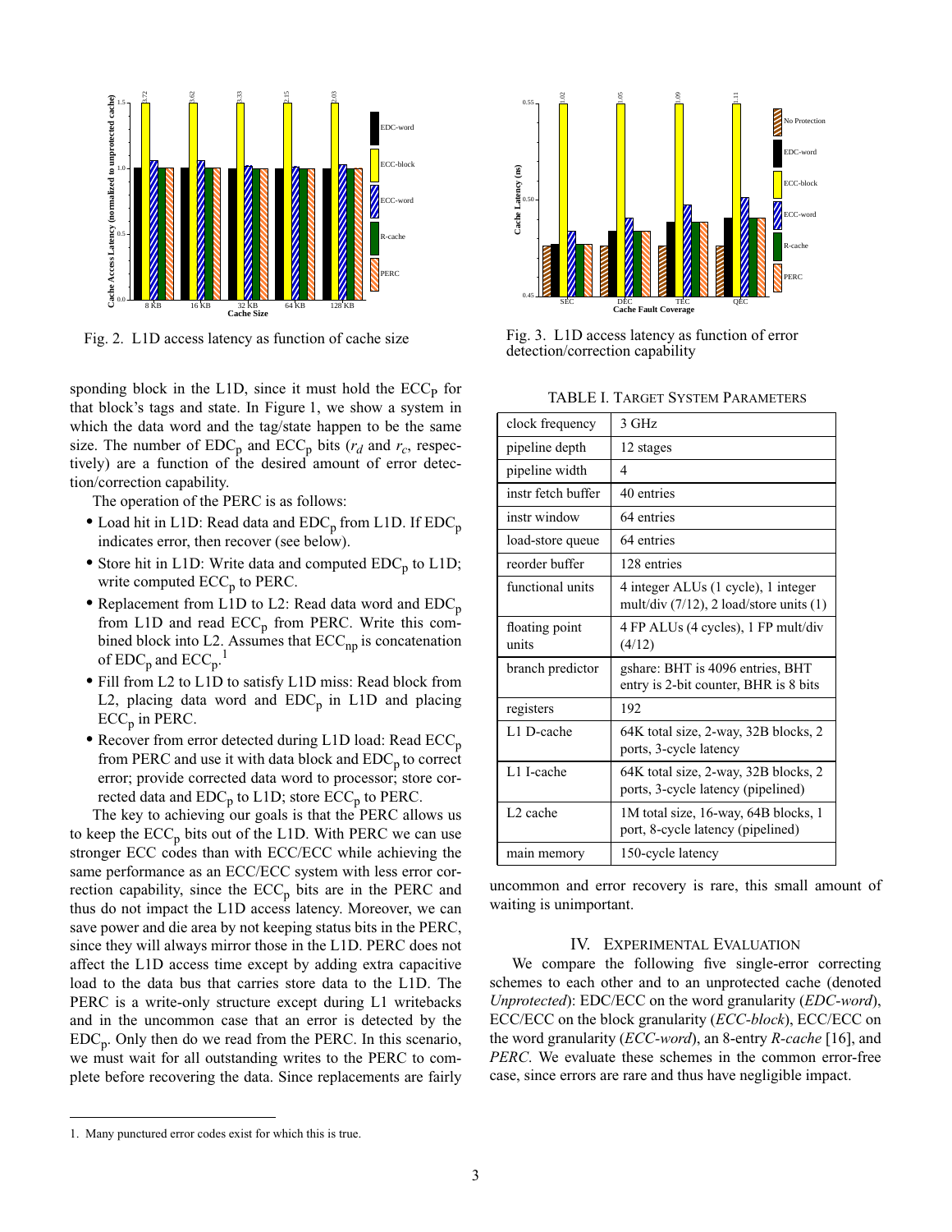Fig. 2. L1D access latency as function of cache size

Fig. 3. L1D access latency as function of error detection/correction capability

sponding block in the L1D, since it must hold the $ECC_p$ for that block's tags and state. In Figure 1, we show a system in which the data word and the tag/state happen to be the same size. The number of $EDC_p$ and $ECC_p$ bits ($r_d$ and $r_c$, respectively) are a function of the desired amount of error detection/correction capability.

The operation of the PERC is as follows:

- Load hit in L1D: Read data and $EDC_p$ from L1D. If $EDC_p$ indicates error, then recover (see below).
- Store hit in L1D: Write data and computed $EDC_p$ to L1D; write computed $ECC_p$ to PERC.
- Replacement from L1D to L2: Read data word and $EDC_p$ from L1D and read $ECC_p$ from PERC. Write this combined block into L2. Assumes that $ECC_{np}$ is concatenation of $EDC_p$ and $ECC_p$.[1]
- Fill from L2 to L1D to satisfy L1D miss: Read block from L2, placing data word and $EDC_p$ in L1D and placing $ECC_p$ in PERC.
- Recover from error detected during L1D load: Read $ECC_p$ from PERC and use it with data block and $EDC_p$ to correct error; provide corrected data word to processor; store corrected data and $EDC_p$ to L1D; store $ECC_p$ to PERC.

The key to achieving our goals is that the PERC allows us to keep the $ECC_p$ bits out of the L1D. With PERC we can use stronger ECC codes than with ECC/ECC while achieving the same performance as an ECC/ECC system with less error correction capability, since the $ECC_p$ bits are in the PERC and thus do not impact the L1D access latency. Moreover, we can save power and die area by not keeping status bits in the PERC, since they will always mirror those in the L1D. PERC does not affect the L1D access time except by adding extra capacitive load to the data bus that carries store data to the L1D. The PERC is a write-only structure except during L1 writebacks and in the uncommon case that an error is detected by the $EDC_p$. Only then do we read from the PERC. In this scenario, we must wait for all outstanding writes to the PERC to complete before recovering the data. Since replacements are fairly uncommon and error recovery is rare, this small amount of waiting is unimportant.

TABLE I. Target System Parameters

| Parameter | Value |
|---|---|
| clock frequency | 3 GHz |
| pipeline depth | 12 stages |
| pipeline width | 4 |
| instr fetch buffer | 40 entries |
| instr window | 64 entries |
| load-store queue | 64 entries |
| reorder buffer | 128 entries |
| functional units | 4 integer ALUs (1 cycle), 1 integer mult/div (7/12), 2 load/store units (1) |
| floating point units | 4 FP ALUs (4 cycles), 1 FP mult/div (4/12) |
| branch predictor | gshare: BHT is 4096 entries, BHT entry is 2-bit counter, BHR is 8 bits |
| registers | 192 |
| L1 D-cache | 64K total size, 2-way, 32B blocks, 2 ports, 3-cycle latency |
| L1 I-cache | 64K total size, 2-way, 32B blocks, 2 ports, 3-cycle latency (pipelined) |
| L2 cache | 1M total size, 16-way, 64B blocks, 1 port, 8-cycle latency (pipelined) |
| main memory | 150-cycle latency |

## IV. Experimental Evaluation

We compare the following five single-error correcting schemes to each other and to an unprotected cache (denoted *Unprotected*): EDC/ECC on the word granularity (*EDC-word*), ECC/ECC on the block granularity (*ECC-block*), ECC/ECC on the word granularity (*ECC-word*), an 8-entry *R-cache* [16], and *PERC*. We evaluate these schemes in the common error-free case, since errors are rare and thus have negligible impact.

---

1. Many punctured error codes exist for which this is true.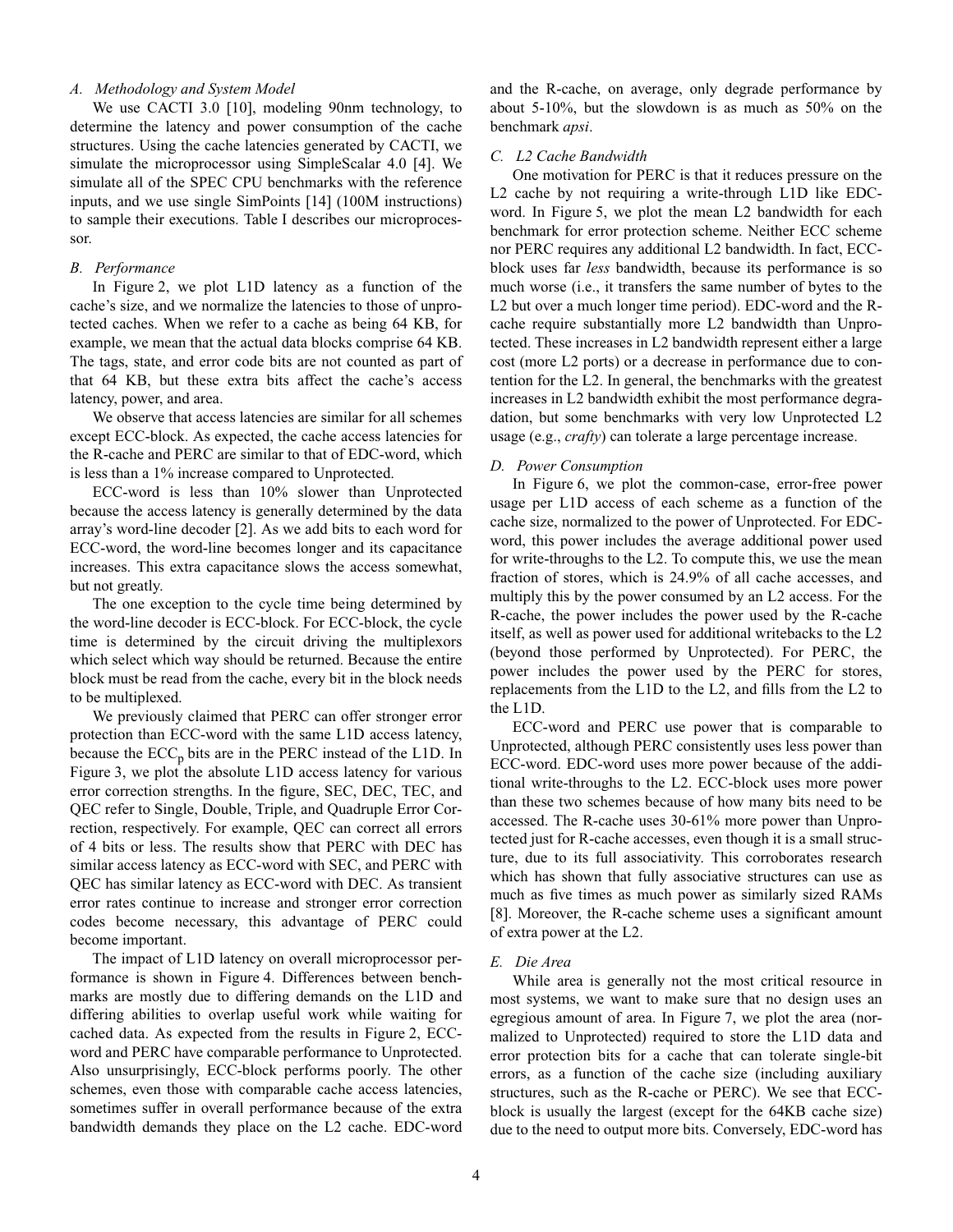### A. Methodology and System Model

We use CACTI 3.0 [10], modeling 90nm technology, to determine the latency and power consumption of the cache structures. Using the cache latencies generated by CACTI, we simulate the microprocessor using SimpleScalar 4.0 [4]. We simulate all of the SPEC CPU benchmarks with the reference inputs, and we use single SimPoints [14] (100M instructions) to sample their executions. Table I describes our microprocessor.

### B. Performance

In Figure 2, we plot L1D latency as a function of the cache's size, and we normalize the latencies to those of unprotected caches. When we refer to a cache as being 64 KB, for example, we mean that the actual data blocks comprise 64 KB. The tags, state, and error code bits are not counted as part of that 64 KB, but these extra bits affect the cache's access latency, power, and area.

We observe that access latencies are similar for all schemes except ECC-block. As expected, the cache access latencies for the R-cache and PERC are similar to that of EDC-word, which is less than a 1% increase compared to Unprotected.

ECC-word is less than 10% slower than Unprotected because the access latency is generally determined by the data array's word-line decoder [2]. As we add bits to each word for ECC-word, the word-line becomes longer and its capacitance increases. This extra capacitance slows the access somewhat, but not greatly.

The one exception to the cycle time being determined by the word-line decoder is ECC-block. For ECC-block, the cycle time is determined by the circuit driving the multiplexors which select which way should be returned. Because the entire block must be read from the cache, every bit in the block needs to be multiplexed.

We previously claimed that PERC can offer stronger error protection than ECC-word with the same L1D access latency, because the $ECC_p$ bits are in the PERC instead of the L1D. In Figure 3, we plot the absolute L1D access latency for various error correction strengths. In the figure, SEC, DEC, TEC, and QEC refer to Single, Double, Triple, and Quadruple Error Correction, respectively. For example, QEC can correct all errors of 4 bits or less. The results show that PERC with DEC has similar access latency as ECC-word with SEC, and PERC with QEC has similar latency as ECC-word with DEC. As transient error rates continue to increase and stronger error correction codes become necessary, this advantage of PERC could become important.

The impact of L1D latency on overall microprocessor performance is shown in Figure 4. Differences between benchmarks are mostly due to differing demands on the L1D and differing abilities to overlap useful work while waiting for cached data. As expected from the results in Figure 2, ECC-word and PERC have comparable performance to Unprotected. Also unsurprisingly, ECC-block performs poorly. The other schemes, even those with comparable cache access latencies, sometimes suffer in overall performance because of the extra bandwidth demands they place on the L2 cache. EDC-word and the R-cache, on average, only degrade performance by about 5-10%, but the slowdown is as much as 50% on the benchmark *apsi*.

### C. L2 Cache Bandwidth

One motivation for PERC is that it reduces pressure on the L2 cache by not requiring a write-through L1D like EDC-word. In Figure 5, we plot the mean L2 bandwidth for each benchmark for error protection scheme. Neither ECC scheme nor PERC requires any additional L2 bandwidth. In fact, ECC-block uses far *less* bandwidth, because its performance is so much worse (i.e., it transfers the same number of bytes to the L2 but over a much longer time period). EDC-word and the R-cache require substantially more L2 bandwidth than Unprotected. These increases in L2 bandwidth represent either a large cost (more L2 ports) or a decrease in performance due to contention for the L2. In general, the benchmarks with the greatest increases in L2 bandwidth exhibit the most performance degradation, but some benchmarks with very low Unprotected L2 usage (e.g., *crafty*) can tolerate a large percentage increase.

### D. Power Consumption

In Figure 6, we plot the common-case, error-free power usage per L1D access of each scheme as a function of the cache size, normalized to the power of Unprotected. For EDC-word, this power includes the average additional power used for write-throughs to the L2. To compute this, we use the mean fraction of stores, which is 24.9% of all cache accesses, and multiply this by the power consumed by an L2 access. For the R-cache, the power includes the power used by the R-cache itself, as well as power used for additional writebacks to the L2 (beyond those performed by Unprotected). For PERC, the power includes the power used by the PERC for stores, replacements from the L1D to the L2, and fills from the L2 to the L1D.

ECC-word and PERC use power that is comparable to Unprotected, although PERC consistently uses less power than ECC-word. EDC-word uses more power because of the additional write-throughs to the L2. ECC-block uses more power than these two schemes because of how many bits need to be accessed. The R-cache uses 30-61% more power than Unprotected just for R-cache accesses, even though it is a small structure, due to its full associativity. This corroborates research which has shown that fully associative structures can use as much as five times as much power as similarly sized RAMs [8]. Moreover, the R-cache scheme uses a significant amount of extra power at the L2.

### E. Die Area

While area is generally not the most critical resource in most systems, we want to make sure that no design uses an egregious amount of area. In Figure 7, we plot the area (normalized to Unprotected) required to store the L1D data and error protection bits for a cache that can tolerate single-bit errors, as a function of the cache size (including auxiliary structures, such as the R-cache or PERC). We see that ECC-block is usually the largest (except for the 64KB cache size) due to the need to output more bits. Conversely, EDC-word has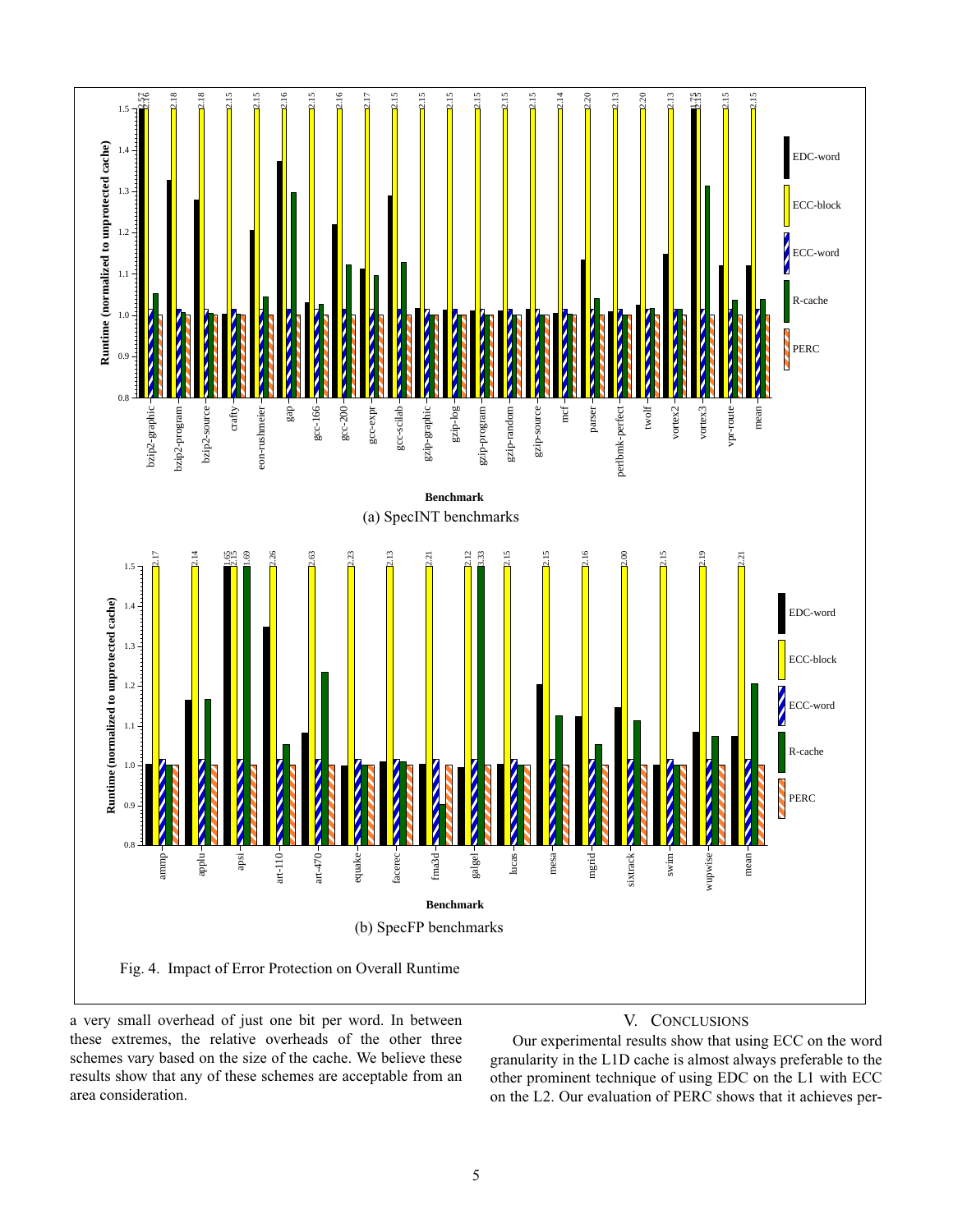Fig. 4. Impact of Error Protection on Overall Runtime

a very small overhead of just one bit per word. In between these extremes, the relative overheads of the other three schemes vary based on the size of the cache. We believe these results show that any of these schemes are acceptable from an area consideration.

## V. CONCLUSIONS

Our experimental results show that using ECC on the word granularity in the L1D cache is almost always preferable to the other prominent technique of using EDC on the L1 with ECC on the L2. Our evaluation of PERC shows that it achieves per-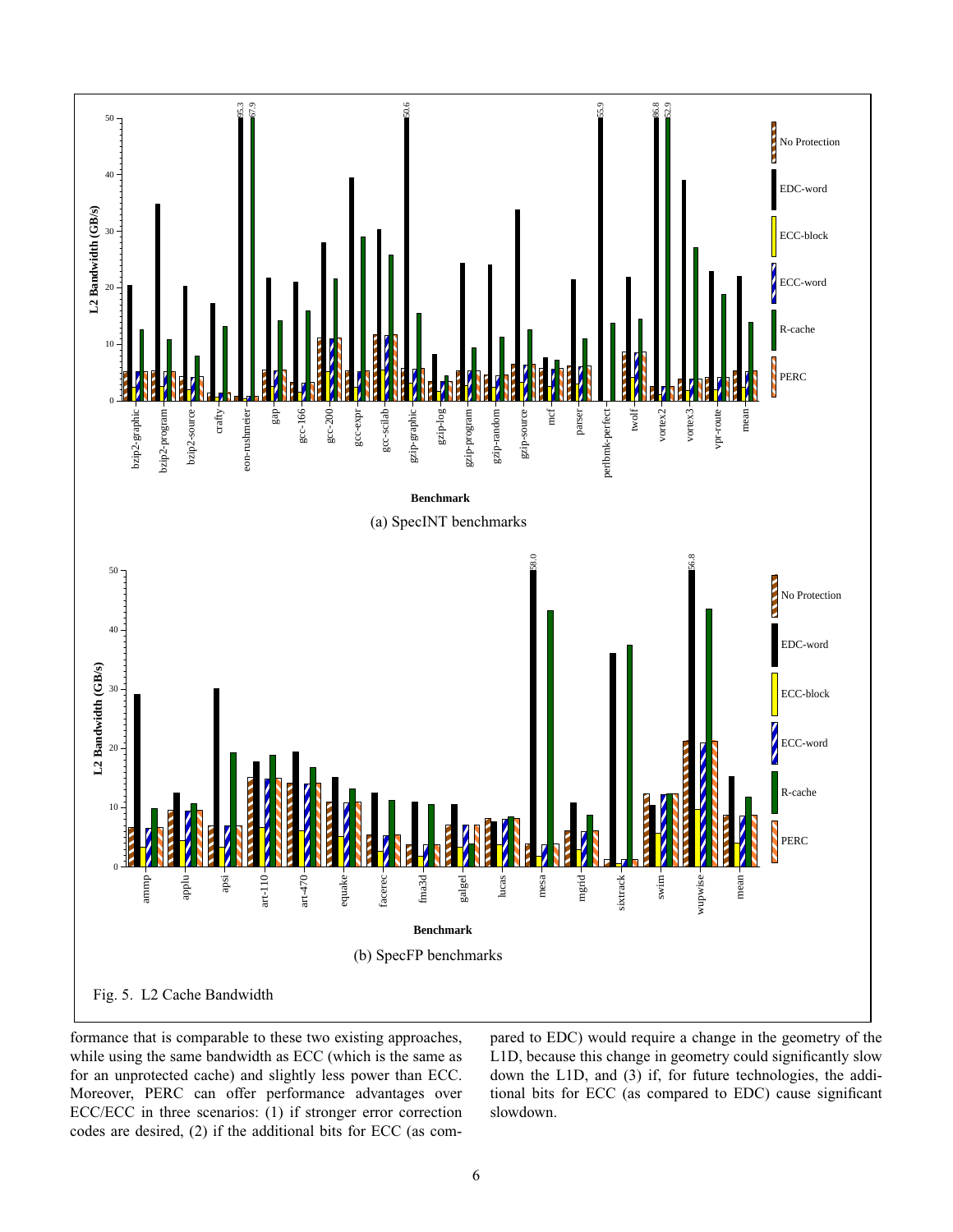(a) SpecINT benchmarks

(b) SpecFP benchmarks

Fig. 5. L2 Cache Bandwidth

formance that is comparable to these two existing approaches, while using the same bandwidth as ECC (which is the same as for an unprotected cache) and slightly less power than ECC. Moreover, PERC can offer performance advantages over ECC/ECC in three scenarios: (1) if stronger error correction codes are desired, (2) if the additional bits for ECC (as compared to EDC) would require a change in the geometry of the L1D, because this change in geometry could significantly slow down the L1D, and (3) if, for future technologies, the additional bits for ECC (as compared to EDC) cause significant slowdown.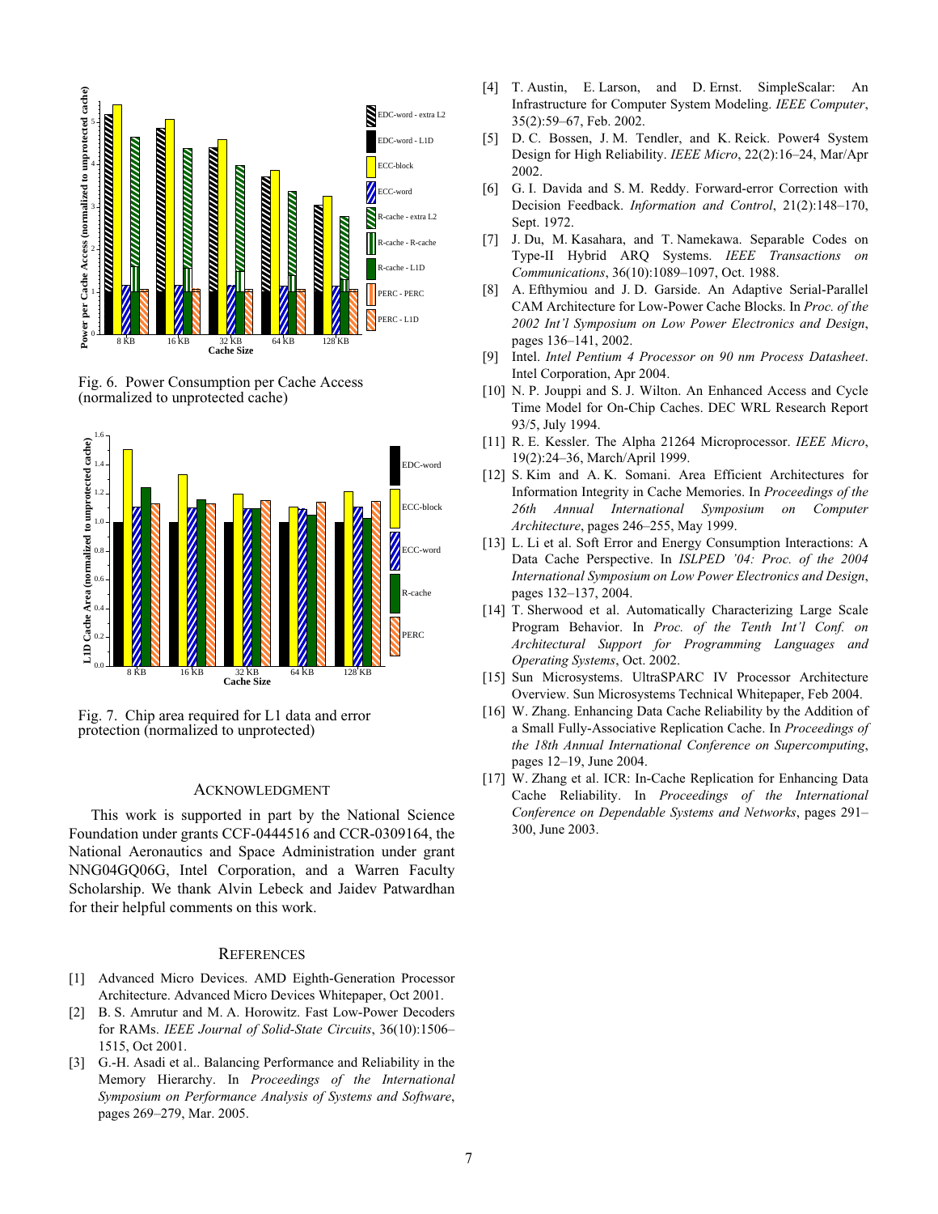Power per Cache Access (normalized to unprotected cache)

0
1
2
3
4
5

8 KB
16 KB
32 KB
64 KB
128 KB

Cache Size

EDC-word - extra L2
EDC-word - L1D
ECC-block
ECC-word
R-cache - extra L2
R-cache - R-cache
R-cache - L1D
PERC - PERC
PERC - L1D

Fig. 6. Power Consumption per Cache Access (normalized to unprotected cache)

L1D Cache Area (normalized to unprotected cache)

0.0
0.2
0.4
0.6
0.8
1.0
1.2
1.4
1.6

8 KB
16 KB
32 KB
64 KB
128 KB

Cache Size

EDC-word
ECC-block
ECC-word
R-cache
PERC

Fig. 7. Chip area required for L1 data and error protection (normalized to unprotected)

## Acknowledgment

This work is supported in part by the National Science Foundation under grants CCF-0444516 and CCR-0309164, the National Aeronautics and Space Administration under grant NNG04GQ06G, Intel Corporation, and a Warren Faculty Scholarship. We thank Alvin Lebeck and Jaidev Patwardhan for their helpful comments on this work.

## References

[1] Advanced Micro Devices. AMD Eighth-Generation Processor Architecture. Advanced Micro Devices Whitepaper, Oct 2001.

[2] B. S. Amrutur and M. A. Horowitz. Fast Low-Power Decoders for RAMs. *IEEE Journal of Solid-State Circuits*, 36(10):1506–1515, Oct 2001.

[3] G.-H. Asadi et al.. Balancing Performance and Reliability in the Memory Hierarchy. In *Proceedings of the International Symposium on Performance Analysis of Systems and Software*, pages 269–279, Mar. 2005.

[4] T. Austin, E. Larson, and D. Ernst. SimpleScalar: An Infrastructure for Computer System Modeling. *IEEE Computer*, 35(2):59–67, Feb. 2002.

[5] D. C. Bossen, J. M. Tendler, and K. Reick. Power4 System Design for High Reliability. *IEEE Micro*, 22(2):16–24, Mar/Apr 2002.

[6] G. I. Davida and S. M. Reddy. Forward-error Correction with Decision Feedback. *Information and Control*, 21(2):148–170, Sept. 1972.

[7] J. Du, M. Kasahara, and T. Namekawa. Separable Codes on Type-II Hybrid ARQ Systems. *IEEE Transactions on Communications*, 36(10):1089–1097, Oct. 1988.

[8] A. Efthymiou and J. D. Garside. An Adaptive Serial-Parallel CAM Architecture for Low-Power Cache Blocks. In *Proc. of the 2002 Int'l Symposium on Low Power Electronics and Design*, pages 136–141, 2002.

[9] Intel. *Intel Pentium 4 Processor on 90 nm Process Datasheet*. Intel Corporation, Apr 2004.

[10] N. P. Jouppi and S. J. Wilton. An Enhanced Access and Cycle Time Model for On-Chip Caches. DEC WRL Research Report 93/5, July 1994.

[11] R. E. Kessler. The Alpha 21264 Microprocessor. *IEEE Micro*, 19(2):24–36, March/April 1999.

[12] S. Kim and A. K. Somani. Area Efficient Architectures for Information Integrity in Cache Memories. In *Proceedings of the 26th Annual International Symposium on Computer Architecture*, pages 246–255, May 1999.

[13] L. Li et al. Soft Error and Energy Consumption Interactions: A Data Cache Perspective. In *ISLPED '04: Proc. of the 2004 International Symposium on Low Power Electronics and Design*, pages 132–137, 2004.

[14] T. Sherwood et al. Automatically Characterizing Large Scale Program Behavior. In *Proc. of the Tenth Int'l Conf. on Architectural Support for Programming Languages and Operating Systems*, Oct. 2002.

[15] Sun Microsystems. UltraSPARC IV Processor Architecture Overview. Sun Microsystems Technical Whitepaper, Feb 2004.

[16] W. Zhang. Enhancing Data Cache Reliability by the Addition of a Small Fully-Associative Replication Cache. In *Proceedings of the 18th Annual International Conference on Supercomputing*, pages 12–19, June 2004.

[17] W. Zhang et al. ICR: In-Cache Replication for Enhancing Data Cache Reliability. In *Proceedings of the International Conference on Dependable Systems and Networks*, pages 291–300, June 2003.